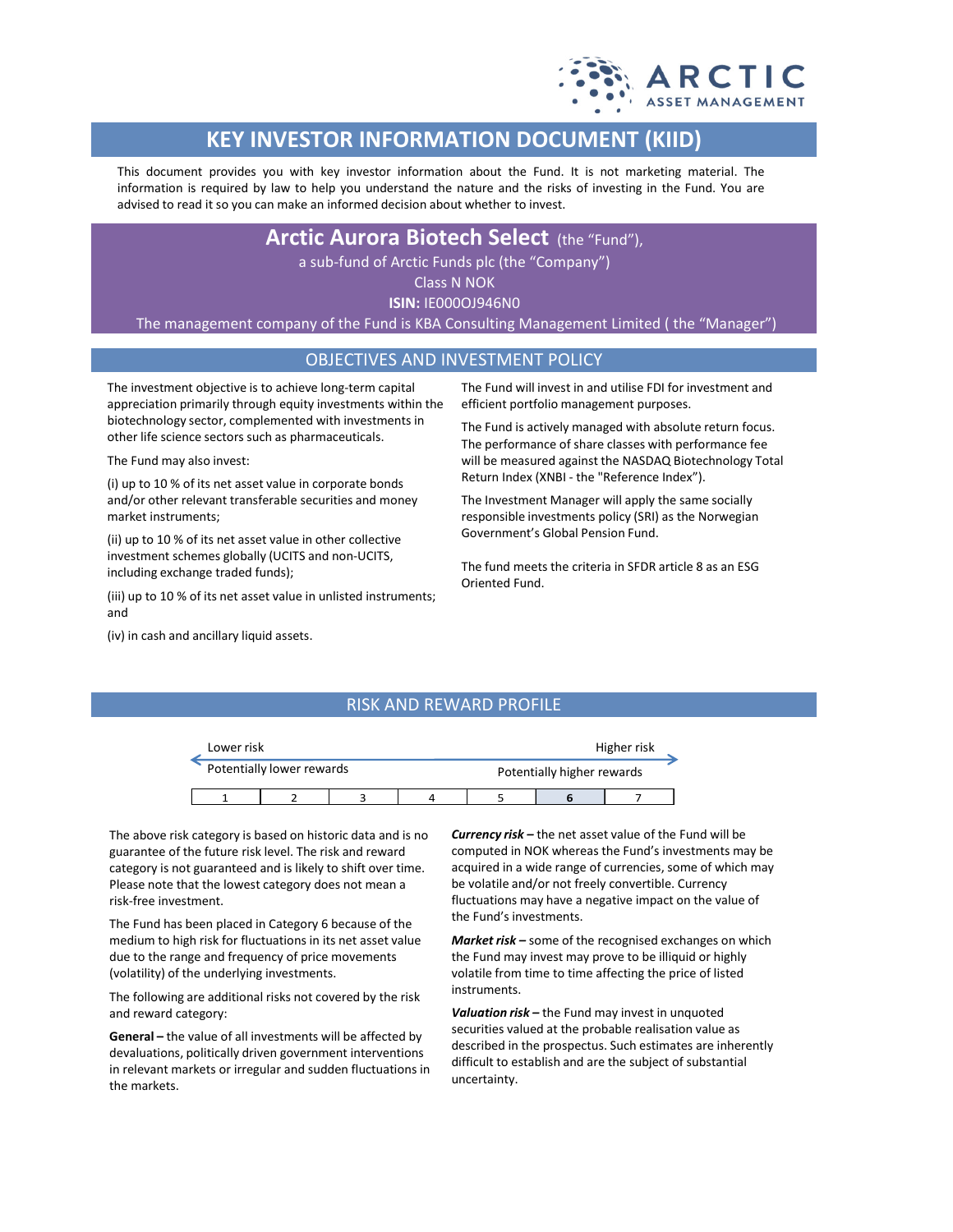# KEY INVESTOR INFORMATION DOCUMENT (KIID)

This document provides you with key investor information about the Fund. It is not marketing material. The information is required by law to help you understand the nature and the risks of investing in the Fund. You are advised to read it so you can make an informed decision about whether to invest.

## Arctic Aurora Biotech Select (the "Fund"),

a sub-fund of Arctic Funds plc (the "Company")

Class N NOK

**ISIN:** IE000OJ946N0

The management company of the Fund is KBA Consulting Management Limited ( the "Manager")

## OBJECTIVES AND INVESTMENT POLICY

The investment objective is to achieve long-term capital appreciation primarily through equity investments within the biotechnology sector, complemented with investments in other life science sectors such as pharmaceuticals.

The Fund may also invest:

(i) up to 10 % of its net asset value in corporate bonds and/or other relevant transferable securities and money market instruments;

(ii) up to 10 % of its net asset value in other collective investment schemes globally (UCITS and non-UCITS, including exchange traded funds);

(iii) up to 10 % of its net asset value in unlisted instruments; and

(iv) in cash and ancillary liquid assets.

The Fund will invest in and utilise FDI for investment and efficient portfolio management purposes.

The Fund is actively managed with absolute return focus. The performance of share classes with performance fee will be measured against the NASDAQ Biotechnology Total Return Index (XNBI - the "Reference Index").

The Investment Manager will apply the same socially responsible investments policy (SRI) as the Norwegian Government's Global Pension Fund.

The fund meets the criteria in SFDR article 8 as an ESG Oriented Fund.

## RISK AND REWARD PROFILE

| Lower risk | | | | | | Higher risk |
|---|---|---|---|---|---|---|
| Potentially lower rewards | | | | | | Potentially higher rewards |
| 1 | 2 | 3 | 4 | 5 | **6** | 7 |

The above risk category is based on historic data and is no guarantee of the future risk level. The risk and reward category is not guaranteed and is likely to shift over time. Please note that the lowest category does not mean a risk-free investment.

The Fund has been placed in Category 6 because of the medium to high risk for fluctuations in its net asset value due to the range and frequency of price movements (volatility) of the underlying investments.

The following are additional risks not covered by the risk and reward category:

**General –** the value of all investments will be affected by devaluations, politically driven government interventions in relevant markets or irregular and sudden fluctuations in the markets.

***Currency risk –*** the net asset value of the Fund will be computed in NOK whereas the Fund's investments may be acquired in a wide range of currencies, some of which may be volatile and/or not freely convertible. Currency fluctuations may have a negative impact on the value of the Fund's investments.

***Market risk –*** some of the recognised exchanges on which the Fund may invest may prove to be illiquid or highly volatile from time to time affecting the price of listed instruments.

***Valuation risk –*** the Fund may invest in unquoted securities valued at the probable realisation value as described in the prospectus. Such estimates are inherently difficult to establish and are the subject of substantial uncertainty.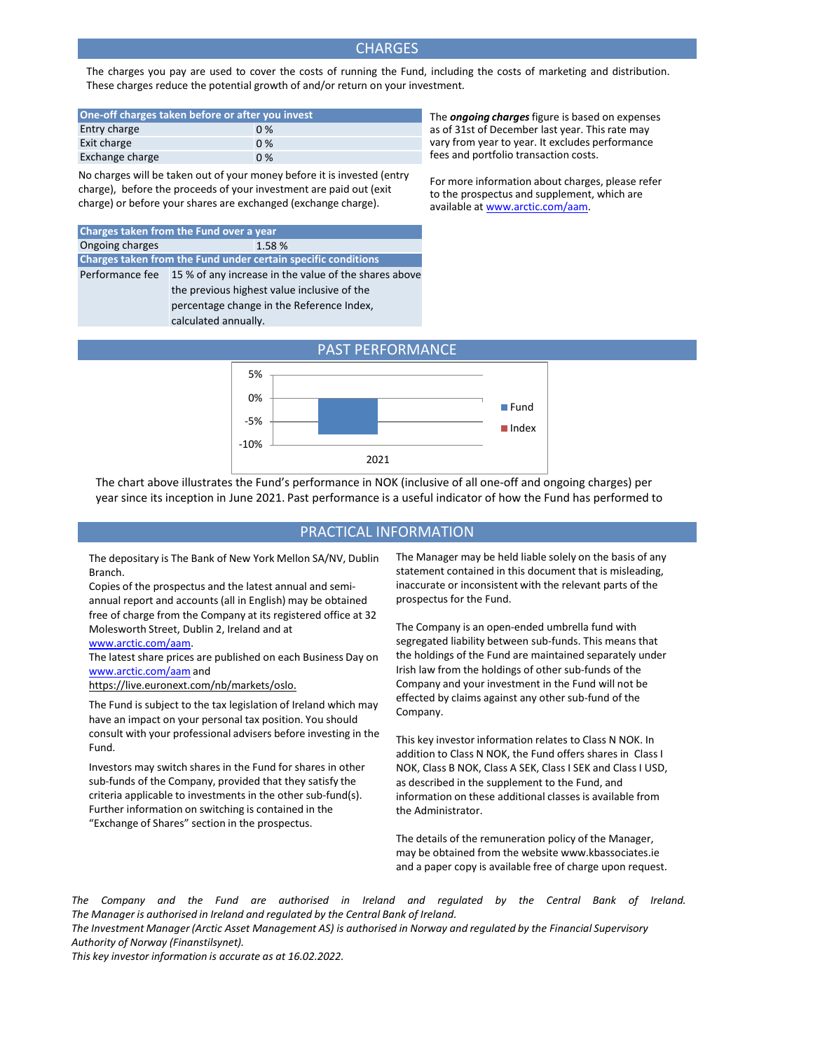## CHARGES

The charges you pay are used to cover the costs of running the Fund, including the costs of marketing and distribution. These charges reduce the potential growth of and/or return on your investment.

| One-off charges taken before or after you invest | |
|---|---|
| Entry charge | 0 % |
| Exit charge | 0 % |
| Exchange charge | 0 % |

No charges will be taken out of your money before it is invested (entry charge), before the proceeds of your investment are paid out (exit charge) or before your shares are exchanged (exchange charge).

| Charges taken from the Fund over a year | |
|---|---|
| Ongoing charges | 1.58 % |
| **Charges taken from the Fund under certain specific conditions** | |
| Performance fee | 15 % of any increase in the value of the shares above the previous highest value inclusive of the percentage change in the Reference Index, calculated annually. |

The ***ongoing charges*** figure is based on expenses as of 31st of December last year. This rate may vary from year to year. It excludes performance fees and portfolio transaction costs.

For more information about charges, please refer to the prospectus and supplement, which are available at www.arctic.com/aam.

## PAST PERFORMANCE

5%
0%
-5%
-10%
2021
Fund
Index

The chart above illustrates the Fund's performance in NOK (inclusive of all one-off and ongoing charges) per year since its inception in June 2021. Past performance is a useful indicator of how the Fund has performed to

## PRACTICAL INFORMATION

The depositary is The Bank of New York Mellon SA/NV, Dublin Branch.
Copies of the prospectus and the latest annual and semi-annual report and accounts (all in English) may be obtained free of charge from the Company at its registered office at 32 Molesworth Street, Dublin 2, Ireland and at www.arctic.com/aam.
The latest share prices are published on each Business Day on www.arctic.com/aam and https://live.euronext.com/nb/markets/oslo.

The Fund is subject to the tax legislation of Ireland which may have an impact on your personal tax position. You should consult with your professional advisers before investing in the Fund.

Investors may switch shares in the Fund for shares in other sub-funds of the Company, provided that they satisfy the criteria applicable to investments in the other sub-fund(s). Further information on switching is contained in the "Exchange of Shares" section in the prospectus.

The Manager may be held liable solely on the basis of any statement contained in this document that is misleading, inaccurate or inconsistent with the relevant parts of the prospectus for the Fund.

The Company is an open-ended umbrella fund with segregated liability between sub-funds. This means that the holdings of the Fund are maintained separately under Irish law from the holdings of other sub-funds of the Company and your investment in the Fund will not be effected by claims against any other sub-fund of the Company.

This key investor information relates to Class N NOK. In addition to Class N NOK, the Fund offers shares in Class I NOK, Class B NOK, Class A SEK, Class I SEK and Class I USD, as described in the supplement to the Fund, and information on these additional classes is available from the Administrator.

The details of the remuneration policy of the Manager, may be obtained from the website www.kbassociates.ie and a paper copy is available free of charge upon request.

*The Company and the Fund are authorised in Ireland and regulated by the Central Bank of Ireland.*
*The Manager is authorised in Ireland and regulated by the Central Bank of Ireland.*
*The Investment Manager (Arctic Asset Management AS) is authorised in Norway and regulated by the Financial Supervisory Authority of Norway (Finanstilsynet).*
*This key investor information is accurate as at 16.02.2022.*